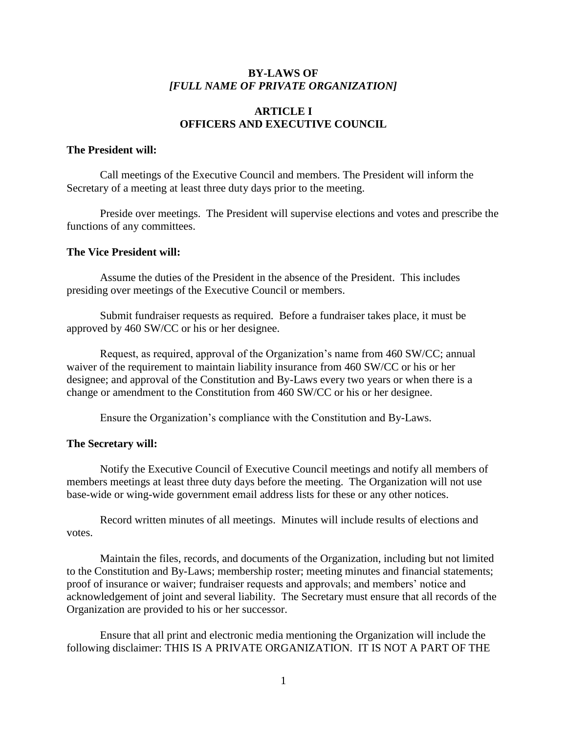# BY-LAWS OF
# *[FULL NAME OF PRIVATE ORGANIZATION]*

## ARTICLE I
## OFFICERS AND EXECUTIVE COUNCIL

**The President will:**

Call meetings of the Executive Council and members. The President will inform the Secretary of a meeting at least three duty days prior to the meeting.

Preside over meetings. The President will supervise elections and votes and prescribe the functions of any committees.

**The Vice President will:**

Assume the duties of the President in the absence of the President. This includes presiding over meetings of the Executive Council or members.

Submit fundraiser requests as required. Before a fundraiser takes place, it must be approved by 460 SW/CC or his or her designee.

Request, as required, approval of the Organization's name from 460 SW/CC; annual waiver of the requirement to maintain liability insurance from 460 SW/CC or his or her designee; and approval of the Constitution and By-Laws every two years or when there is a change or amendment to the Constitution from 460 SW/CC or his or her designee.

Ensure the Organization's compliance with the Constitution and By-Laws.

**The Secretary will:**

Notify the Executive Council of Executive Council meetings and notify all members of members meetings at least three duty days before the meeting. The Organization will not use base-wide or wing-wide government email address lists for these or any other notices.

Record written minutes of all meetings. Minutes will include results of elections and votes.

Maintain the files, records, and documents of the Organization, including but not limited to the Constitution and By-Laws; membership roster; meeting minutes and financial statements; proof of insurance or waiver; fundraiser requests and approvals; and members' notice and acknowledgement of joint and several liability. The Secretary must ensure that all records of the Organization are provided to his or her successor.

Ensure that all print and electronic media mentioning the Organization will include the following disclaimer: THIS IS A PRIVATE ORGANIZATION. IT IS NOT A PART OF THE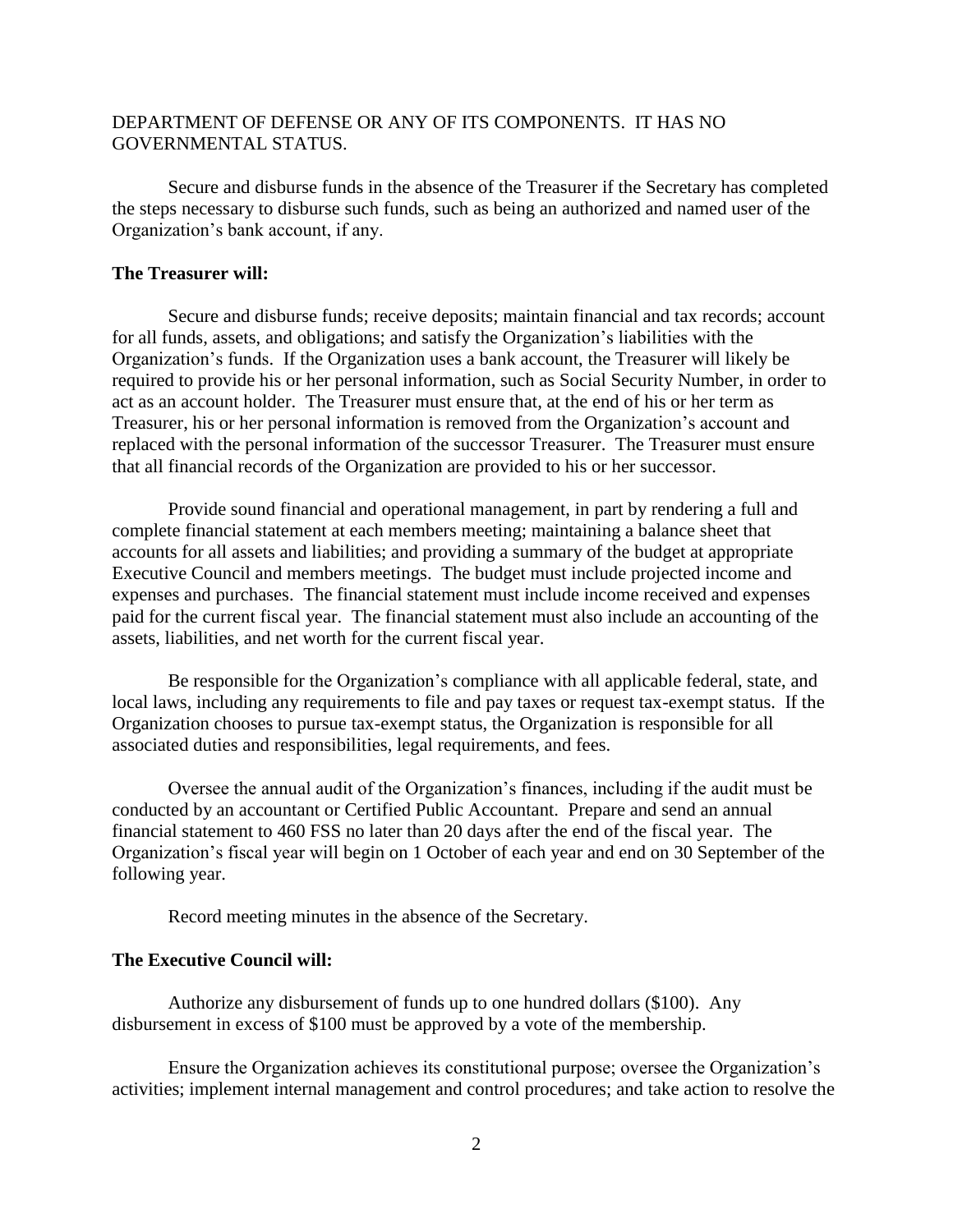DEPARTMENT OF DEFENSE OR ANY OF ITS COMPONENTS. IT HAS NO GOVERNMENTAL STATUS.

Secure and disburse funds in the absence of the Treasurer if the Secretary has completed the steps necessary to disburse such funds, such as being an authorized and named user of the Organization's bank account, if any.

**The Treasurer will:**

Secure and disburse funds; receive deposits; maintain financial and tax records; account for all funds, assets, and obligations; and satisfy the Organization's liabilities with the Organization's funds. If the Organization uses a bank account, the Treasurer will likely be required to provide his or her personal information, such as Social Security Number, in order to act as an account holder. The Treasurer must ensure that, at the end of his or her term as Treasurer, his or her personal information is removed from the Organization's account and replaced with the personal information of the successor Treasurer. The Treasurer must ensure that all financial records of the Organization are provided to his or her successor.

Provide sound financial and operational management, in part by rendering a full and complete financial statement at each members meeting; maintaining a balance sheet that accounts for all assets and liabilities; and providing a summary of the budget at appropriate Executive Council and members meetings. The budget must include projected income and expenses and purchases. The financial statement must include income received and expenses paid for the current fiscal year. The financial statement must also include an accounting of the assets, liabilities, and net worth for the current fiscal year.

Be responsible for the Organization's compliance with all applicable federal, state, and local laws, including any requirements to file and pay taxes or request tax-exempt status. If the Organization chooses to pursue tax-exempt status, the Organization is responsible for all associated duties and responsibilities, legal requirements, and fees.

Oversee the annual audit of the Organization's finances, including if the audit must be conducted by an accountant or Certified Public Accountant. Prepare and send an annual financial statement to 460 FSS no later than 20 days after the end of the fiscal year. The Organization's fiscal year will begin on 1 October of each year and end on 30 September of the following year.

Record meeting minutes in the absence of the Secretary.

**The Executive Council will:**

Authorize any disbursement of funds up to one hundred dollars ($100). Any disbursement in excess of $100 must be approved by a vote of the membership.

Ensure the Organization achieves its constitutional purpose; oversee the Organization's activities; implement internal management and control procedures; and take action to resolve the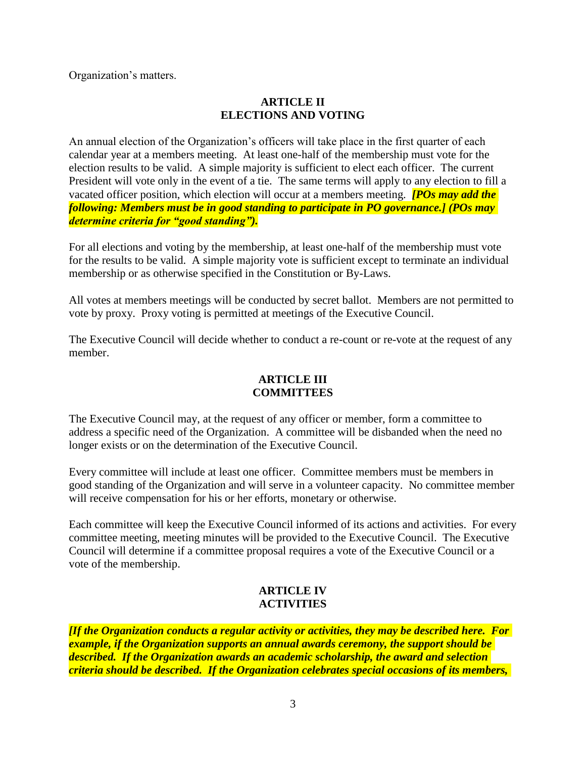Organization's matters.

## ARTICLE II
## ELECTIONS AND VOTING

An annual election of the Organization's officers will take place in the first quarter of each calendar year at a members meeting. At least one-half of the membership must vote for the election results to be valid. A simple majority is sufficient to elect each officer. The current President will vote only in the event of a tie. The same terms will apply to any election to fill a vacated officer position, which election will occur at a members meeting. ***[POs may add the following: Members must be in good standing to participate in PO governance.] (POs may determine criteria for "good standing").***

For all elections and voting by the membership, at least one-half of the membership must vote for the results to be valid. A simple majority vote is sufficient except to terminate an individual membership or as otherwise specified in the Constitution or By-Laws.

All votes at members meetings will be conducted by secret ballot. Members are not permitted to vote by proxy. Proxy voting is permitted at meetings of the Executive Council.

The Executive Council will decide whether to conduct a re-count or re-vote at the request of any member.

## ARTICLE III
## COMMITTEES

The Executive Council may, at the request of any officer or member, form a committee to address a specific need of the Organization. A committee will be disbanded when the need no longer exists or on the determination of the Executive Council.

Every committee will include at least one officer. Committee members must be members in good standing of the Organization and will serve in a volunteer capacity. No committee member will receive compensation for his or her efforts, monetary or otherwise.

Each committee will keep the Executive Council informed of its actions and activities. For every committee meeting, meeting minutes will be provided to the Executive Council. The Executive Council will determine if a committee proposal requires a vote of the Executive Council or a vote of the membership.

## ARTICLE IV
## ACTIVITIES

***[If the Organization conducts a regular activity or activities, they may be described here. For example, if the Organization supports an annual awards ceremony, the support should be described. If the Organization awards an academic scholarship, the award and selection criteria should be described. If the Organization celebrates special occasions of its members,***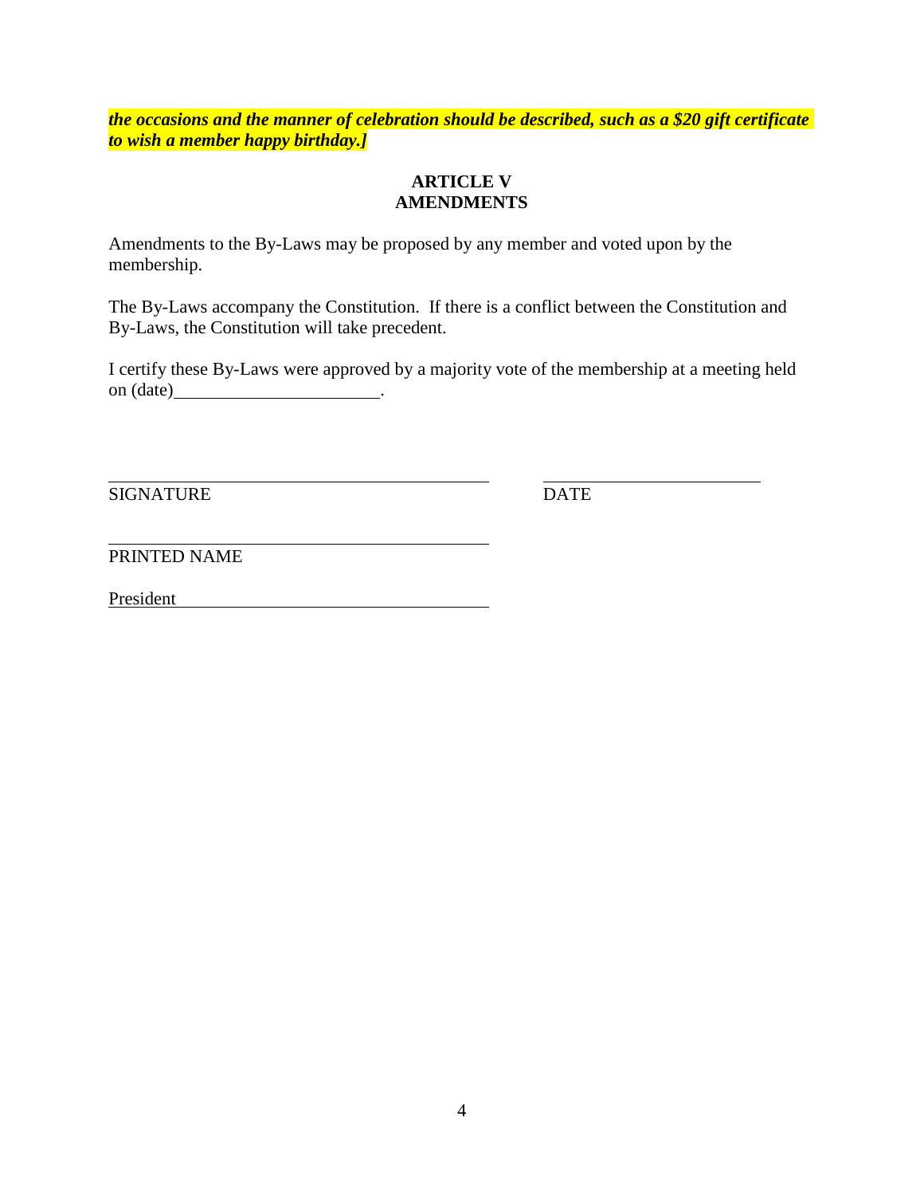***the occasions and the manner of celebration should be described, such as a $20 gift certificate to wish a member happy birthday.]***

## ARTICLE V
## AMENDMENTS

Amendments to the By-Laws may be proposed by any member and voted upon by the membership.

The By-Laws accompany the Constitution. If there is a conflict between the Constitution and By-Laws, the Constitution will take precedent.

I certify these By-Laws were approved by a majority vote of the membership at a meeting held on (date)_______________________.

_______________________________________ ______________________

SIGNATURE DATE

_______________________________________

PRINTED NAME

President_______________________________